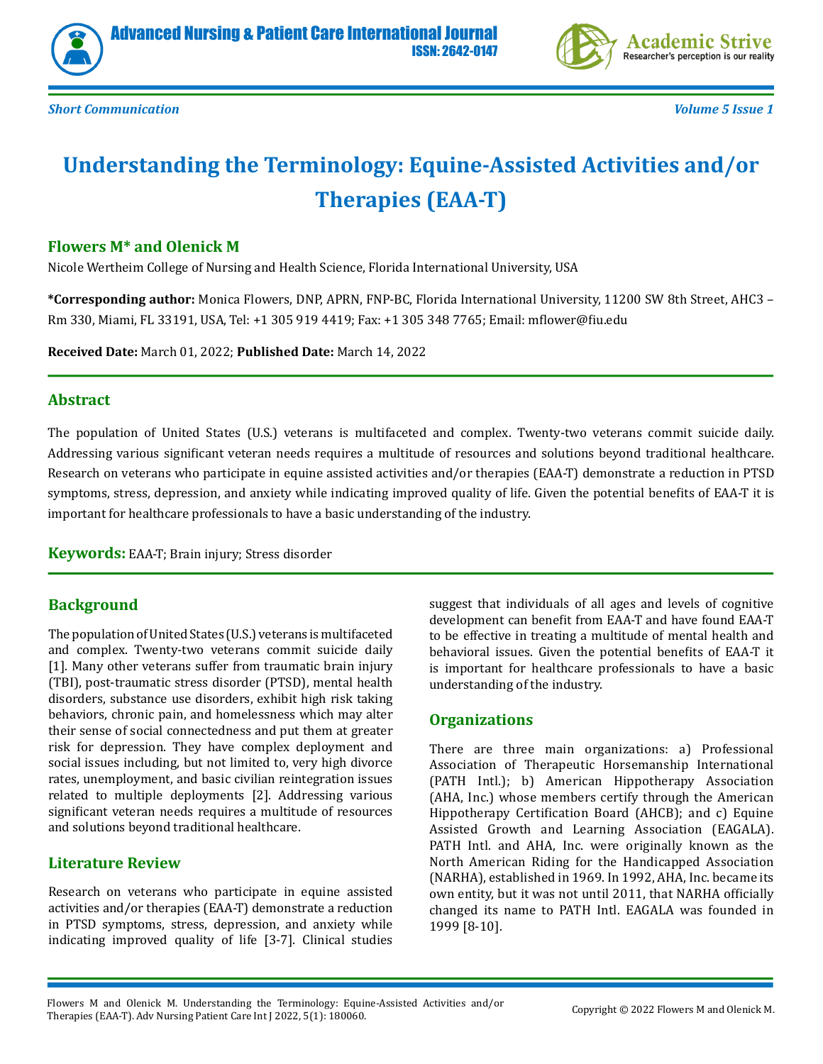*Short Communication*

# Understanding the Terminology: Equine-Assisted Activities and/or Therapies (EAA-T)

**Flowers M\* and Olenick M**

Nicole Wertheim College of Nursing and Health Science, Florida International University, USA

**\*Corresponding author:** Monica Flowers, DNP, APRN, FNP-BC, Florida International University, 11200 SW 8th Street, AHC3 – Rm 330, Miami, FL 33191, USA, Tel: +1 305 919 4419; Fax: +1 305 348 7765; Email: mflower@fiu.edu

**Received Date:** March 01, 2022; **Published Date:** March 14, 2022

## Abstract

The population of United States (U.S.) veterans is multifaceted and complex. Twenty-two veterans commit suicide daily. Addressing various significant veteran needs requires a multitude of resources and solutions beyond traditional healthcare. Research on veterans who participate in equine assisted activities and/or therapies (EAA-T) demonstrate a reduction in PTSD symptoms, stress, depression, and anxiety while indicating improved quality of life. Given the potential benefits of EAA-T it is important for healthcare professionals to have a basic understanding of the industry.

**Keywords:** EAA-T; Brain injury; Stress disorder

## Background

The population of United States (U.S.) veterans is multifaceted and complex. Twenty-two veterans commit suicide daily [1]. Many other veterans suffer from traumatic brain injury (TBI), post-traumatic stress disorder (PTSD), mental health disorders, substance use disorders, exhibit high risk taking behaviors, chronic pain, and homelessness which may alter their sense of social connectedness and put them at greater risk for depression. They have complex deployment and social issues including, but not limited to, very high divorce rates, unemployment, and basic civilian reintegration issues related to multiple deployments [2]. Addressing various significant veteran needs requires a multitude of resources and solutions beyond traditional healthcare.

## Literature Review

Research on veterans who participate in equine assisted activities and/or therapies (EAA-T) demonstrate a reduction in PTSD symptoms, stress, depression, and anxiety while indicating improved quality of life [3-7]. Clinical studies suggest that individuals of all ages and levels of cognitive development can benefit from EAA-T and have found EAA-T to be effective in treating a multitude of mental health and behavioral issues. Given the potential benefits of EAA-T it is important for healthcare professionals to have a basic understanding of the industry.

## Organizations

There are three main organizations: a) Professional Association of Therapeutic Horsemanship International (PATH Intl.); b) American Hippotherapy Association (AHA, Inc.) whose members certify through the American Hippotherapy Certification Board (AHCB); and c) Equine Assisted Growth and Learning Association (EAGALA). PATH Intl. and AHA, Inc. were originally known as the North American Riding for the Handicapped Association (NARHA), established in 1969. In 1992, AHA, Inc. became its own entity, but it was not until 2011, that NARHA officially changed its name to PATH Intl. EAGALA was founded in 1999 [8-10].

Flowers M and Olenick M. Understanding the Terminology: Equine-Assisted Activities and/or Therapies (EAA-T). Adv Nursing Patient Care Int J 2022, 5(1): 180060.

Copyright © 2022 Flowers M and Olenick M.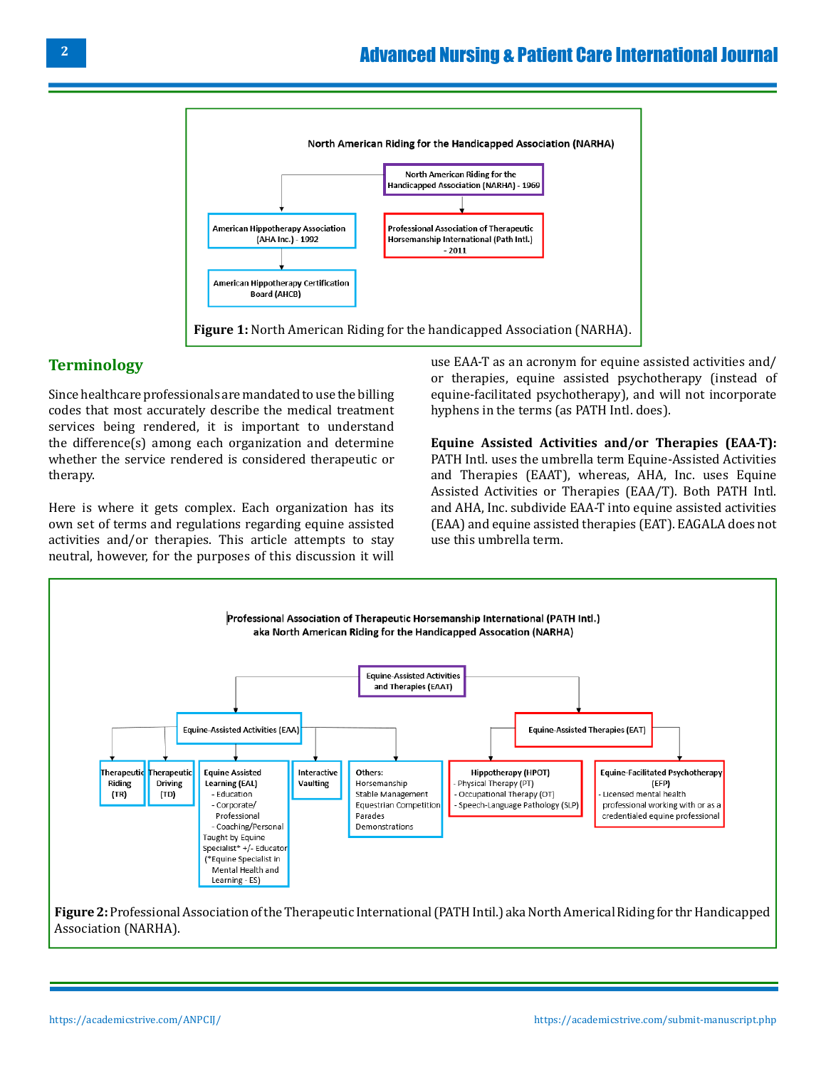North American Riding for the Handicapped Association (NARHA)

- North American Riding for the Handicapped Association (NARHA) - 1969
  - American Hippotherapy Association (AHA Inc.) - 1992
    - American Hippotherapy Certification Board (AHCB)
  - Professional Association of Therapeutic Horsemanship International (Path Intl.) - 2011

**Figure 1:** North American Riding for the handicapped Association (NARHA).

## Terminology

Since healthcare professionals are mandated to use the billing codes that most accurately describe the medical treatment services being rendered, it is important to understand the difference(s) among each organization and determine whether the service rendered is considered therapeutic or therapy.

Here is where it gets complex. Each organization has its own set of terms and regulations regarding equine assisted activities and/or therapies. This article attempts to stay neutral, however, for the purposes of this discussion it will use EAA-T as an acronym for equine assisted activities and/or therapies, equine assisted psychotherapy (instead of equine-facilitated psychotherapy), and will not incorporate hyphens in the terms (as PATH Intl. does).

**Equine Assisted Activities and/or Therapies (EAA-T):** PATH Intl. uses the umbrella term Equine-Assisted Activities and Therapies (EAAT), whereas, AHA, Inc. uses Equine Assisted Activities or Therapies (EAA/T). Both PATH Intl. and AHA, Inc. subdivide EAA-T into equine assisted activities (EAA) and equine assisted therapies (EAT). EAGALA does not use this umbrella term.

Professional Association of Therapeutic Horsemanship International (PATH Intl.) aka North American Riding for the Handicapped Assocation (NARHA)

- Equine-Assisted Activities and Therapies (EAAT)
  - Equine-Assisted Activities (EAA)
    - Therapeutic Riding (TR)
    - Therapeutic Driving (TD)
    - Equine Assisted Learning (EAL)
      - Education
      - Corporate/ Professional
      - Coaching/Personal
      - Taught by Equine Specialist* +/- Educator (*Equine Specialist in Mental Health and Learning - ES)
    - Interactive Vaulting
    - Others: Horsemanship, Stable Management, Equestrian Competition, Parades, Demonstrations
  - Equine-Assisted Therapies (EAT)
    - Hippotherapy (HPOT)
      - Physical Therapy (PT)
      - Occupational Therapy (OT)
      - Speech-Language Pathology (SLP)
    - Equine-Facilitated Psychotherapy (EFP)
      - Licensed mental health professional working with or as a credentialed equine professional

**Figure 2:** Professional Association of the Therapeutic International (PATH Intil.) aka North Americal Riding for thr Handicapped Association (NARHA).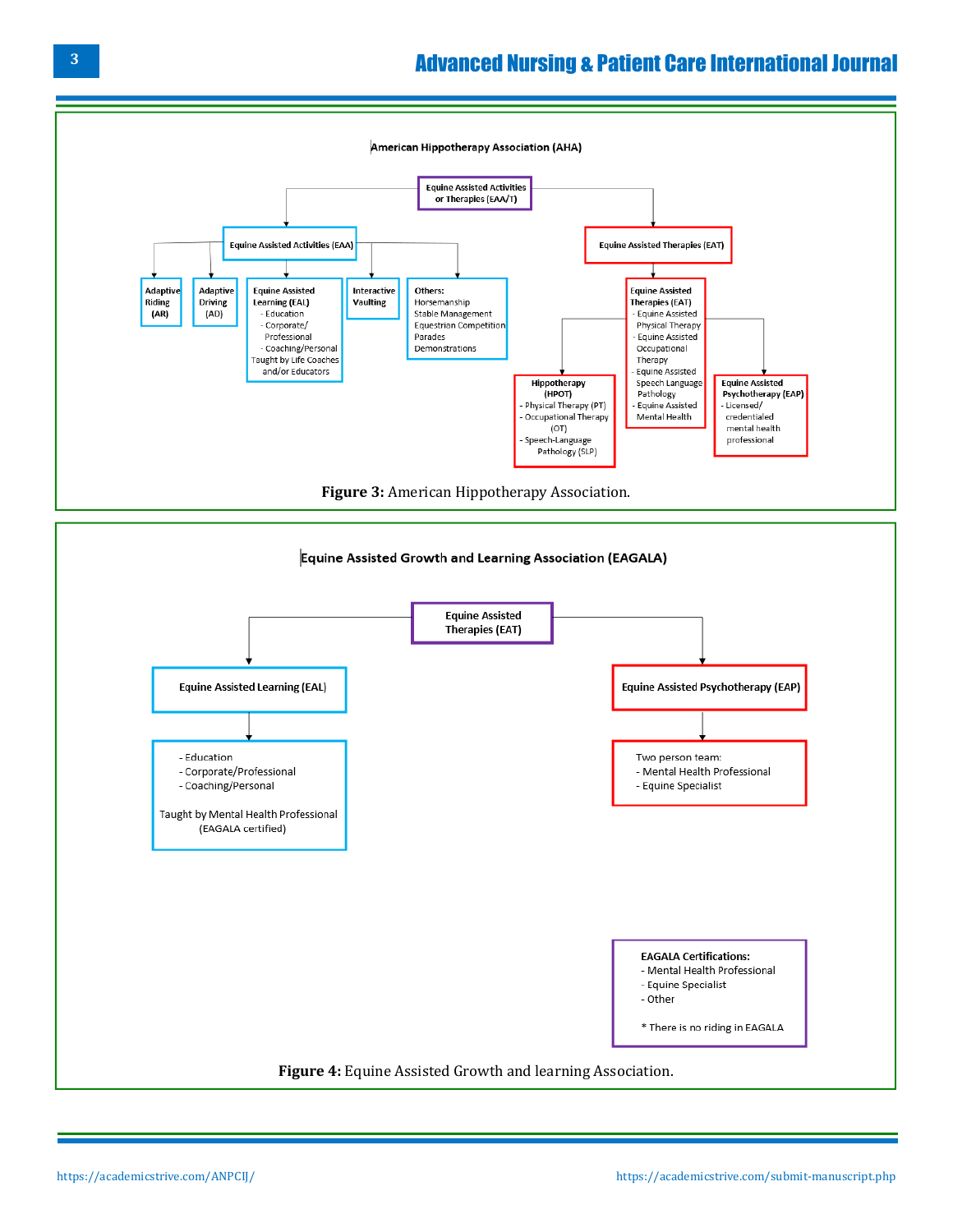American Hippotherapy Association (AHA)

- Equine Assisted Activities or Therapies (EAA/T)
  - Equine Assisted Activities (EAA)
    - Adaptive Riding (AR)
    - Adaptive Driving (AD)
    - Equine Assisted Learning (EAL)
      - Education
      - Corporate/ Professional
      - Coaching/Personal
      - Taught by Life Coaches and/or Educators
    - Interactive Vaulting
    - Others: Horsemanship, Stable Management, Equestrian Competition, Parades, Demonstrations
  - Equine Assisted Therapies (EAT)
    - Equine Assisted Therapies (EAT)
      - Equine Assisted Physical Therapy
      - Equine Assisted Occupational Therapy
      - Equine Assisted Speech Language Pathology
      - Equine Assisted Mental Health
    - Hippotherapy (HPOT)
      - Physical Therapy (PT)
      - Occupational Therapy (OT)
      - Speech-Language Pathology (SLP)
    - Equine Assisted Psychotherapy (EAP)
      - Licensed/ credentialed mental health professional

**Figure 3:** American Hippotherapy Association.

Equine Assisted Growth and Learning Association (EAGALA)

- Equine Assisted Therapies (EAT)
  - Equine Assisted Learning (EAL)
    - Education
    - Corporate/Professional
    - Coaching/Personal
    - Taught by Mental Health Professional (EAGALA certified)
  - Equine Assisted Psychotherapy (EAP)
    - Two person team:
      - Mental Health Professional
      - Equine Specialist

EAGALA Certifications:
- Mental Health Professional
- Equine Specialist
- Other

\* There is no riding in EAGALA

**Figure 4:** Equine Assisted Growth and learning Association.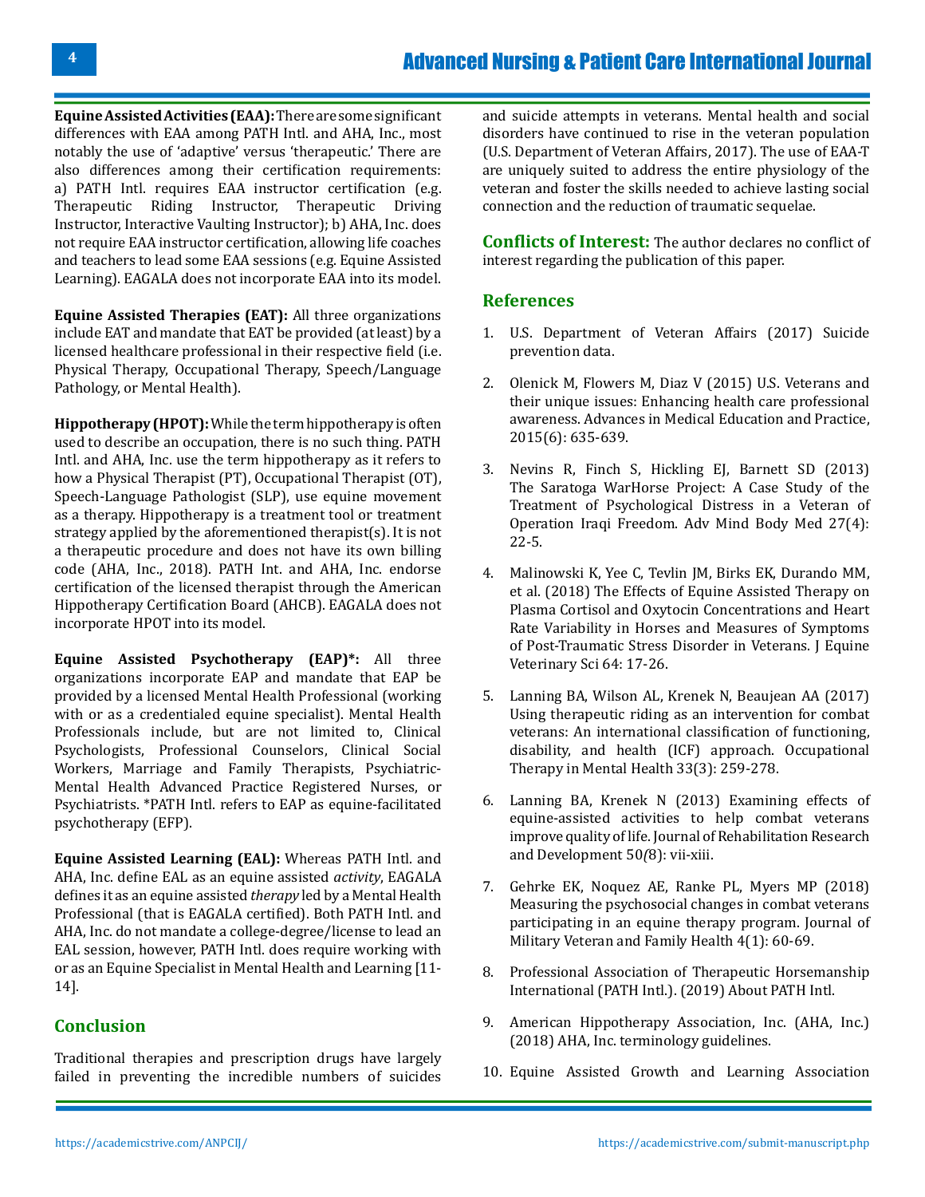**Equine Assisted Activities (EAA):** There are some significant differences with EAA among PATH Intl. and AHA, Inc., most notably the use of 'adaptive' versus 'therapeutic.' There are also differences among their certification requirements: a) PATH Intl. requires EAA instructor certification (e.g. Therapeutic Riding Instructor, Therapeutic Driving Instructor, Interactive Vaulting Instructor); b) AHA, Inc. does not require EAA instructor certification, allowing life coaches and teachers to lead some EAA sessions (e.g. Equine Assisted Learning). EAGALA does not incorporate EAA into its model.

**Equine Assisted Therapies (EAT):** All three organizations include EAT and mandate that EAT be provided (at least) by a licensed healthcare professional in their respective field (i.e. Physical Therapy, Occupational Therapy, Speech/Language Pathology, or Mental Health).

**Hippotherapy (HPOT):** While the term hippotherapy is often used to describe an occupation, there is no such thing. PATH Intl. and AHA, Inc. use the term hippotherapy as it refers to how a Physical Therapist (PT), Occupational Therapist (OT), Speech-Language Pathologist (SLP), use equine movement as a therapy. Hippotherapy is a treatment tool or treatment strategy applied by the aforementioned therapist(s). It is not a therapeutic procedure and does not have its own billing code (AHA, Inc., 2018). PATH Int. and AHA, Inc. endorse certification of the licensed therapist through the American Hippotherapy Certification Board (AHCB). EAGALA does not incorporate HPOT into its model.

**Equine Assisted Psychotherapy (EAP)*:** All three organizations incorporate EAP and mandate that EAP be provided by a licensed Mental Health Professional (working with or as a credentialed equine specialist). Mental Health Professionals include, but are not limited to, Clinical Psychologists, Professional Counselors, Clinical Social Workers, Marriage and Family Therapists, Psychiatric-Mental Health Advanced Practice Registered Nurses, or Psychiatrists. *PATH Intl. refers to EAP as equine-facilitated psychotherapy (EFP).

**Equine Assisted Learning (EAL):** Whereas PATH Intl. and AHA, Inc. define EAL as an equine assisted *activity*, EAGALA defines it as an equine assisted *therapy* led by a Mental Health Professional (that is EAGALA certified). Both PATH Intl. and AHA, Inc. do not mandate a college-degree/license to lead an EAL session, however, PATH Intl. does require working with or as an Equine Specialist in Mental Health and Learning [11-14].

## Conclusion

Traditional therapies and prescription drugs have largely failed in preventing the incredible numbers of suicides and suicide attempts in veterans. Mental health and social disorders have continued to rise in the veteran population (U.S. Department of Veteran Affairs, 2017). The use of EAA-T are uniquely suited to address the entire physiology of the veteran and foster the skills needed to achieve lasting social connection and the reduction of traumatic sequelae.

**Conflicts of Interest:** The author declares no conflict of interest regarding the publication of this paper.

## References

1. U.S. Department of Veteran Affairs (2017) Suicide prevention data.
2. Olenick M, Flowers M, Diaz V (2015) U.S. Veterans and their unique issues: Enhancing health care professional awareness. Advances in Medical Education and Practice, 2015(6): 635-639.
3. Nevins R, Finch S, Hickling EJ, Barnett SD (2013) The Saratoga WarHorse Project: A Case Study of the Treatment of Psychological Distress in a Veteran of Operation Iraqi Freedom. Adv Mind Body Med 27(4): 22-5.
4. Malinowski K, Yee C, Tevlin JM, Birks EK, Durando MM, et al. (2018) The Effects of Equine Assisted Therapy on Plasma Cortisol and Oxytocin Concentrations and Heart Rate Variability in Horses and Measures of Symptoms of Post-Traumatic Stress Disorder in Veterans. J Equine Veterinary Sci 64: 17-26.
5. Lanning BA, Wilson AL, Krenek N, Beaujean AA (2017) Using therapeutic riding as an intervention for combat veterans: An international classification of functioning, disability, and health (ICF) approach. Occupational Therapy in Mental Health 33(3): 259-278.
6. Lanning BA, Krenek N (2013) Examining effects of equine-assisted activities to help combat veterans improve quality of life. Journal of Rehabilitation Research and Development 50(8): vii-xiii.
7. Gehrke EK, Noquez AE, Ranke PL, Myers MP (2018) Measuring the psychosocial changes in combat veterans participating in an equine therapy program. Journal of Military Veteran and Family Health 4(1): 60-69.
8. Professional Association of Therapeutic Horsemanship International (PATH Intl.). (2019) About PATH Intl.
9. American Hippotherapy Association, Inc. (AHA, Inc.) (2018) AHA, Inc. terminology guidelines.
10. Equine Assisted Growth and Learning Association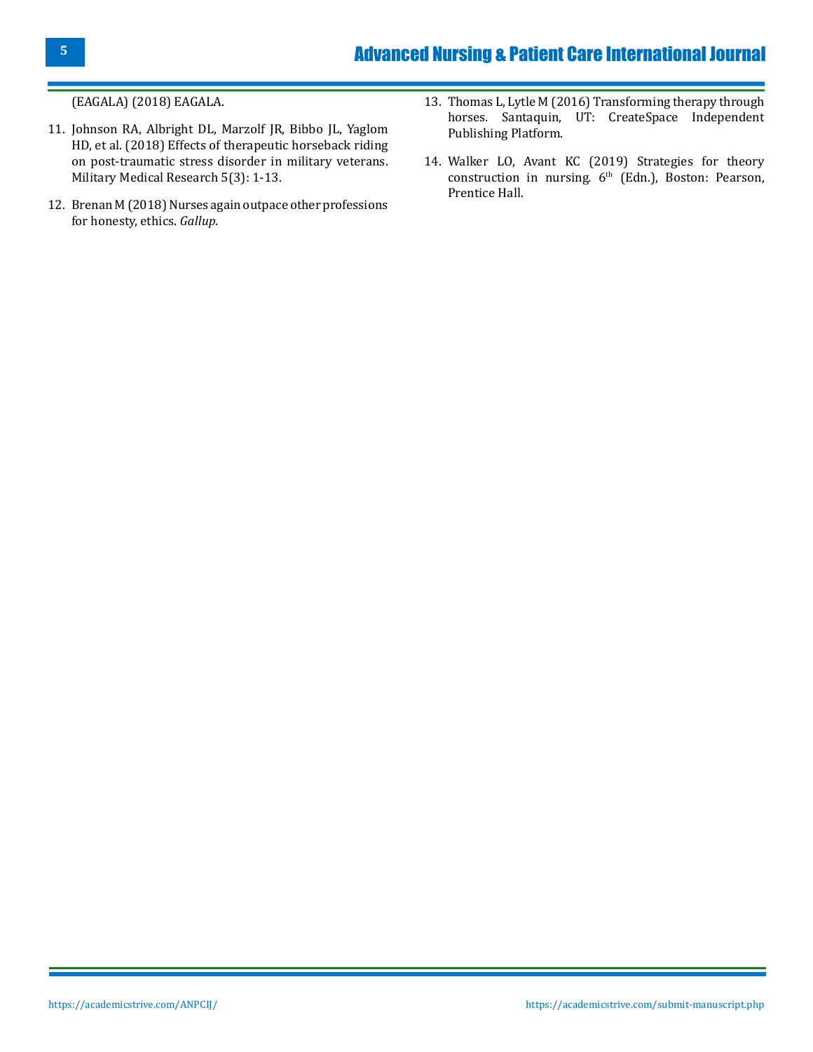(EAGALA) (2018) EAGALA.

11. Johnson RA, Albright DL, Marzolf JR, Bibbo JL, Yaglom HD, et al. (2018) Effects of therapeutic horseback riding on post-traumatic stress disorder in military veterans. Military Medical Research 5(3): 1-13.

12. Brenan M (2018) Nurses again outpace other professions for honesty, ethics. *Gallup.*

13. Thomas L, Lytle M (2016) Transforming therapy through horses. Santaquin, UT: CreateSpace Independent Publishing Platform.

14. Walker LO, Avant KC (2019) Strategies for theory construction in nursing. 6th (Edn.), Boston: Pearson, Prentice Hall.